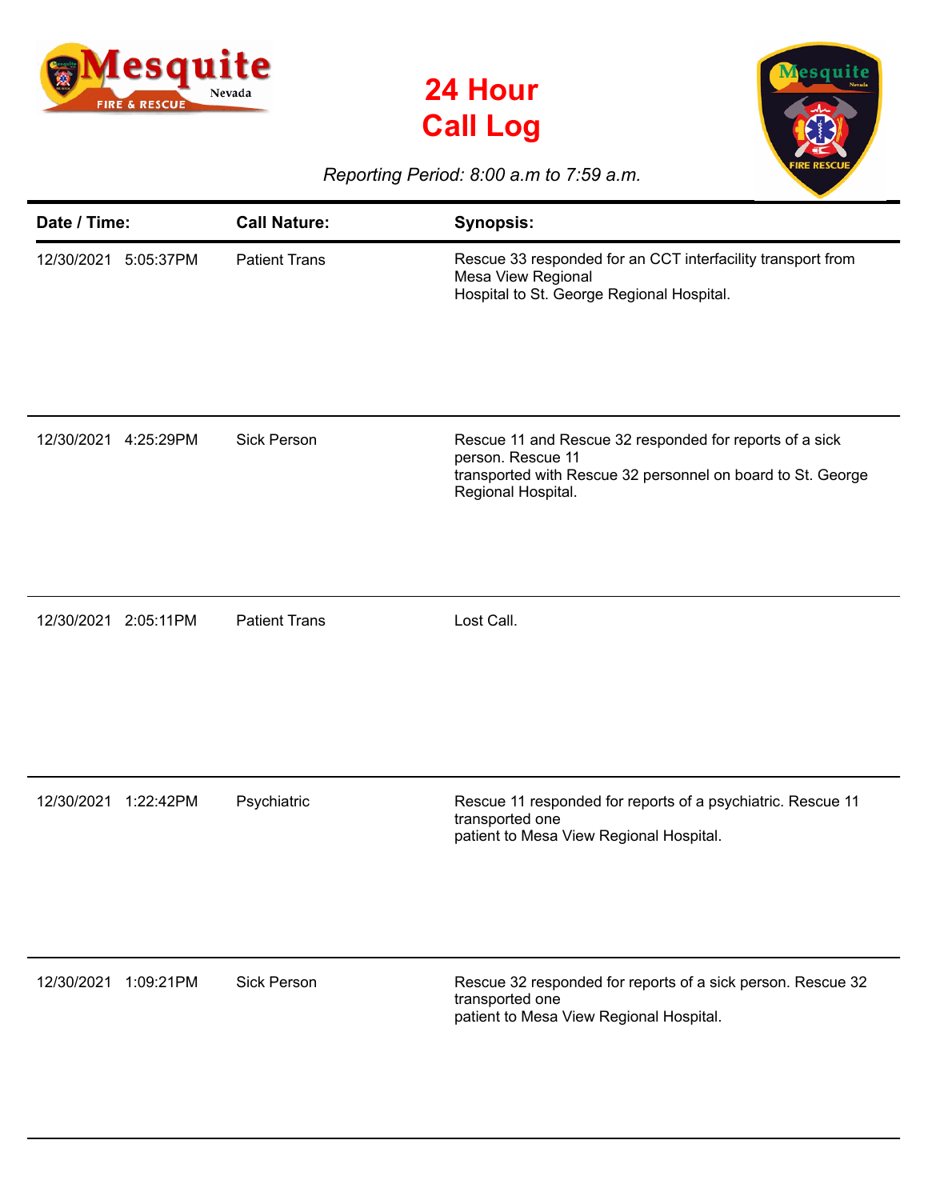# 24 Hour Call Log

*Reporting Period: 8:00 a.m to 7:59 a.m.*

| Date / Time: | Call Nature: | Synopsis: |
|---|---|---|
| 12/30/2021 5:05:37PM | Patient Trans | Rescue 33 responded for an CCT interfacility transport from Mesa View Regional Hospital to St. George Regional Hospital. |
| 12/30/2021 4:25:29PM | Sick Person | Rescue 11 and Rescue 32 responded for reports of a sick person. Rescue 11 transported with Rescue 32 personnel on board to St. George Regional Hospital. |
| 12/30/2021 2:05:11PM | Patient Trans | Lost Call. |
| 12/30/2021 1:22:42PM | Psychiatric | Rescue 11 responded for reports of a psychiatric. Rescue 11 transported one patient to Mesa View Regional Hospital. |
| 12/30/2021 1:09:21PM | Sick Person | Rescue 32 responded for reports of a sick person. Rescue 32 transported one patient to Mesa View Regional Hospital. |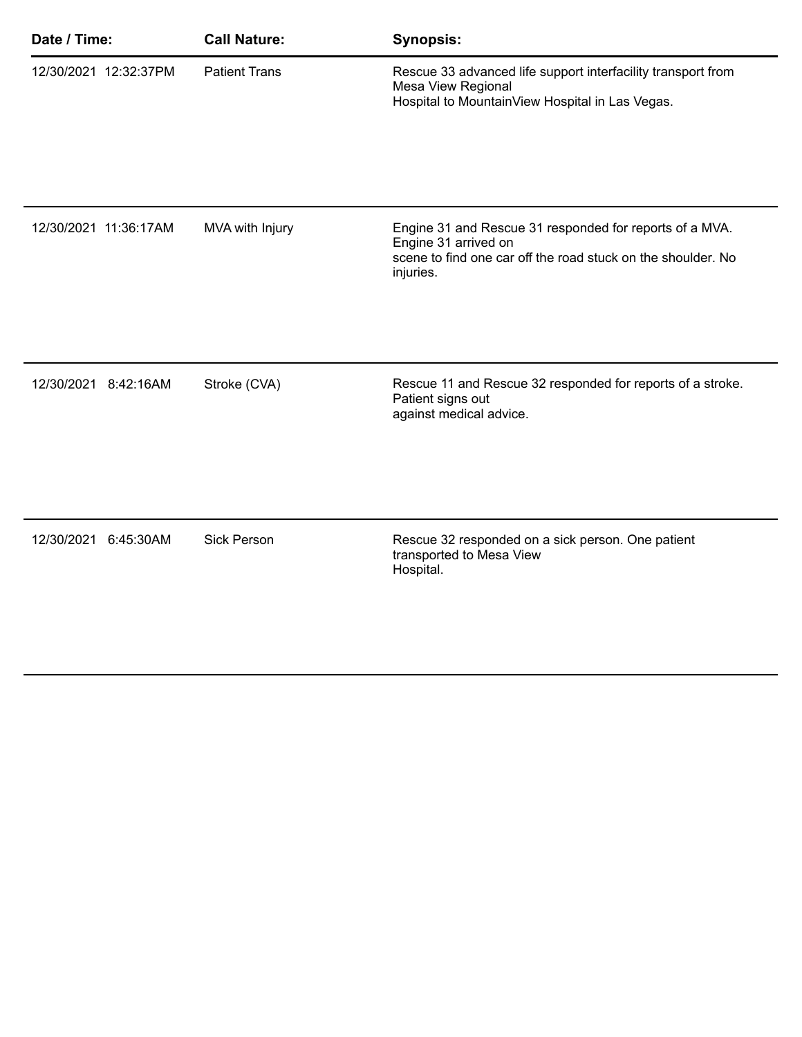| Date / Time: | Call Nature: | Synopsis: |
|---|---|---|
| 12/30/2021 12:32:37PM | Patient Trans | Rescue 33 advanced life support interfacility transport from Mesa View Regional Hospital to MountainView Hospital in Las Vegas. |
| 12/30/2021 11:36:17AM | MVA with Injury | Engine 31 and Rescue 31 responded for reports of a MVA. Engine 31 arrived on scene to find one car off the road stuck on the shoulder. No injuries. |
| 12/30/2021 8:42:16AM | Stroke (CVA) | Rescue 11 and Rescue 32 responded for reports of a stroke. Patient signs out against medical advice. |
| 12/30/2021 6:45:30AM | Sick Person | Rescue 32 responded on a sick person. One patient transported to Mesa View Hospital. |